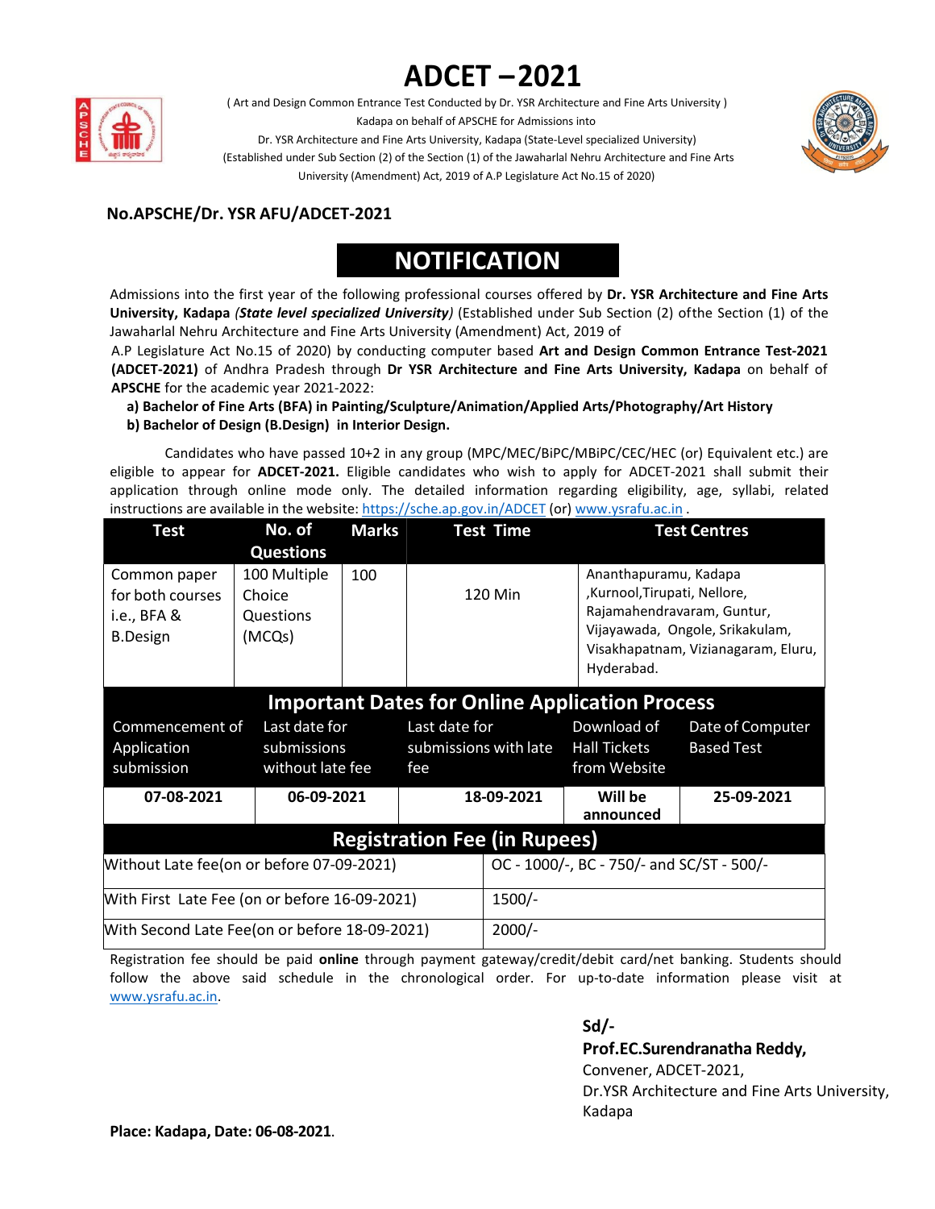# ADCET –2021

( Art and Design Common Entrance Test Conducted by Dr. YSR Architecture and Fine Arts University )
Kadapa on behalf of APSCHE for Admissions into
Dr. YSR Architecture and Fine Arts University, Kadapa (State-Level specialized University)
(Established under Sub Section (2) of the Section (1) of the Jawaharlal Nehru Architecture and Fine Arts University (Amendment) Act, 2019 of A.P Legislature Act No.15 of 2020)

**No.APSCHE/Dr. YSR AFU/ADCET-2021**

## NOTIFICATION

Admissions into the first year of the following professional courses offered by **Dr. YSR Architecture and Fine Arts University, Kadapa** ***(State level specialized University)*** (Established under Sub Section (2) ofthe Section (1) of the Jawaharlal Nehru Architecture and Fine Arts University (Amendment) Act, 2019 of A.P Legislature Act No.15 of 2020) by conducting computer based **Art and Design Common Entrance Test-2021 (ADCET-2021)** of Andhra Pradesh through **Dr YSR Architecture and Fine Arts University, Kadapa** on behalf of **APSCHE** for the academic year 2021-2022:

**a) Bachelor of Fine Arts (BFA) in Painting/Sculpture/Animation/Applied Arts/Photography/Art History**
**b) Bachelor of Design (B.Design) in Interior Design.**

Candidates who have passed 10+2 in any group (MPC/MEC/BiPC/MBiPC/CEC/HEC (or) Equivalent etc.) are eligible to appear for **ADCET-2021.** Eligible candidates who wish to apply for ADCET-2021 shall submit their application through online mode only. The detailed information regarding eligibility, age, syllabi, related instructions are available in the website: https://sche.ap.gov.in/ADCET (or) www.ysrafu.ac.in .

| Test | No. of Questions | Marks | Test Time | Test Centres |
|---|---|---|---|---|
| Common paper for both courses i.e., BFA & B.Design | 100 Multiple Choice Questions (MCQs) | 100 | 120 Min | Ananthapuramu, Kadapa ,Kurnool,Tirupati, Nellore, Rajamahendravaram, Guntur, Vijayawada, Ongole, Srikakulam, Visakhapatnam, Vizianagaram, Eluru, Hyderabad. |

**Important Dates for Online Application Process**

| Commencement of Application submission | Last date for submissions without late fee | Last date for submissions with late fee | Download of Hall Tickets from Website | Date of Computer Based Test |
|---|---|---|---|---|
| **07-08-2021** | **06-09-2021** | **18-09-2021** | **Will be announced** | **25-09-2021** |

**Registration Fee (in Rupees)**

| | |
|---|---|
| Without Late fee(on or before 07-09-2021) | OC - 1000/-, BC - 750/- and SC/ST - 500/- |
| With First Late Fee (on or before 16-09-2021) | 1500/- |
| With Second Late Fee(on or before 18-09-2021) | 2000/- |

Registration fee should be paid **online** through payment gateway/credit/debit card/net banking. Students should follow the above said schedule in the chronological order. For up-to-date information please visit at www.ysrafu.ac.in.

**Sd/-**
**Prof.EC.Surendranatha Reddy,**
Convener, ADCET-2021,
Dr.YSR Architecture and Fine Arts University,
Kadapa

**Place: Kadapa, Date: 06-08-2021**.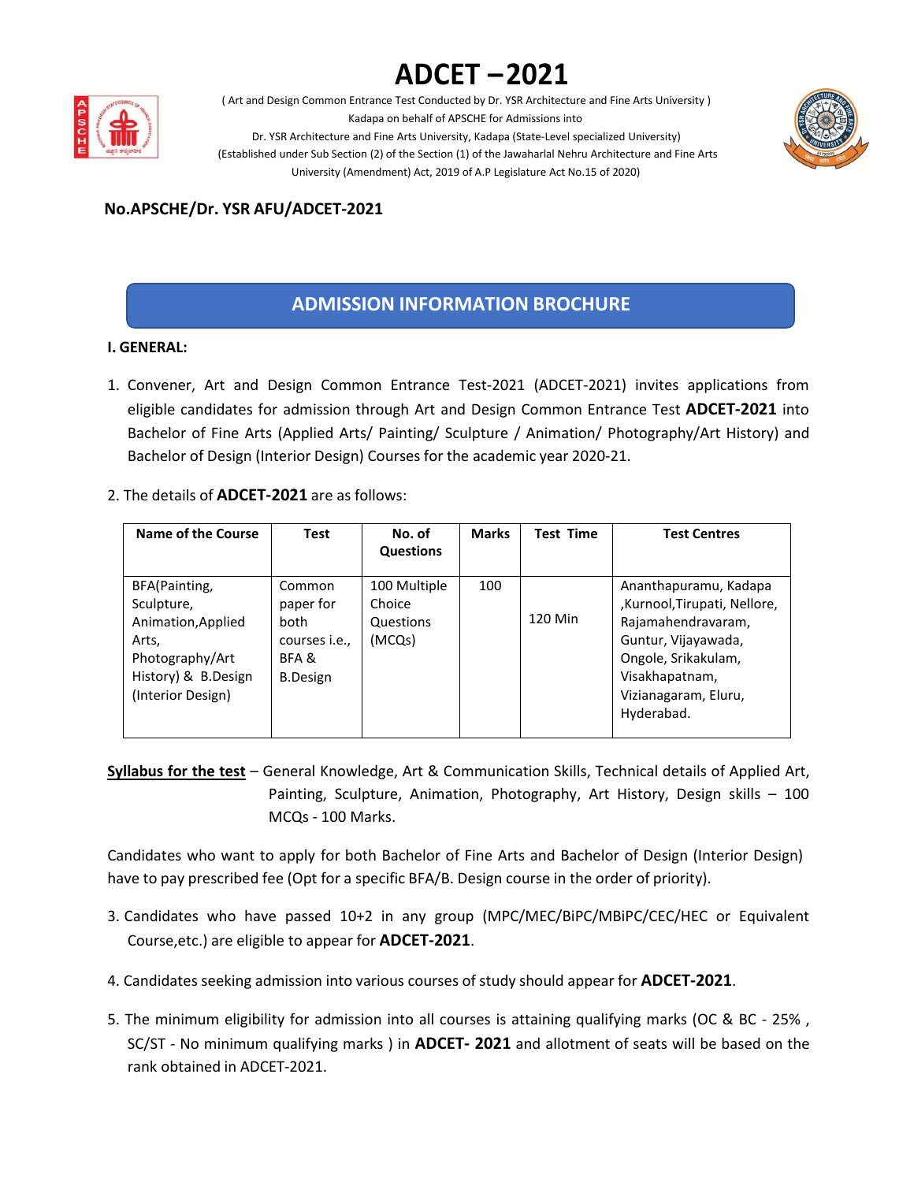# ADCET –2021

( Art and Design Common Entrance Test Conducted by Dr. YSR Architecture and Fine Arts University )
Kadapa on behalf of APSCHE for Admissions into
Dr. YSR Architecture and Fine Arts University, Kadapa (State-Level specialized University)
(Established under Sub Section (2) of the Section (1) of the Jawaharlal Nehru Architecture and Fine Arts University (Amendment) Act, 2019 of A.P Legislature Act No.15 of 2020)

**No.APSCHE/Dr. YSR AFU/ADCET-2021**

## ADMISSION INFORMATION BROCHURE

**I. GENERAL:**

1. Convener, Art and Design Common Entrance Test-2021 (ADCET-2021) invites applications from eligible candidates for admission through Art and Design Common Entrance Test **ADCET-2021** into Bachelor of Fine Arts (Applied Arts/ Painting/ Sculpture / Animation/ Photography/Art History) and Bachelor of Design (Interior Design) Courses for the academic year 2020-21.

2. The details of **ADCET-2021** are as follows:

| Name of the Course | Test | No. of Questions | Marks | Test Time | Test Centres |
|---|---|---|---|---|---|
| BFA(Painting, Sculpture, Animation,Applied Arts, Photography/Art History) & B.Design (Interior Design) | Common paper for both courses i.e., BFA & B.Design | 100 Multiple Choice Questions (MCQs) | 100 | 120 Min | Ananthapuramu, Kadapa ,Kurnool,Tirupati, Nellore, Rajamahendravaram, Guntur, Vijayawada, Ongole, Srikakulam, Visakhapatnam, Vizianagaram, Eluru, Hyderabad. |

**Syllabus for the test** – General Knowledge, Art & Communication Skills, Technical details of Applied Art, Painting, Sculpture, Animation, Photography, Art History, Design skills – 100 MCQs - 100 Marks.

Candidates who want to apply for both Bachelor of Fine Arts and Bachelor of Design (Interior Design) have to pay prescribed fee (Opt for a specific BFA/B. Design course in the order of priority).

3. Candidates who have passed 10+2 in any group (MPC/MEC/BiPC/MBiPC/CEC/HEC or Equivalent Course,etc.) are eligible to appear for **ADCET-2021**.

4. Candidates seeking admission into various courses of study should appear for **ADCET-2021**.

5. The minimum eligibility for admission into all courses is attaining qualifying marks (OC & BC - 25% , SC/ST - No minimum qualifying marks ) in **ADCET- 2021** and allotment of seats will be based on the rank obtained in ADCET-2021.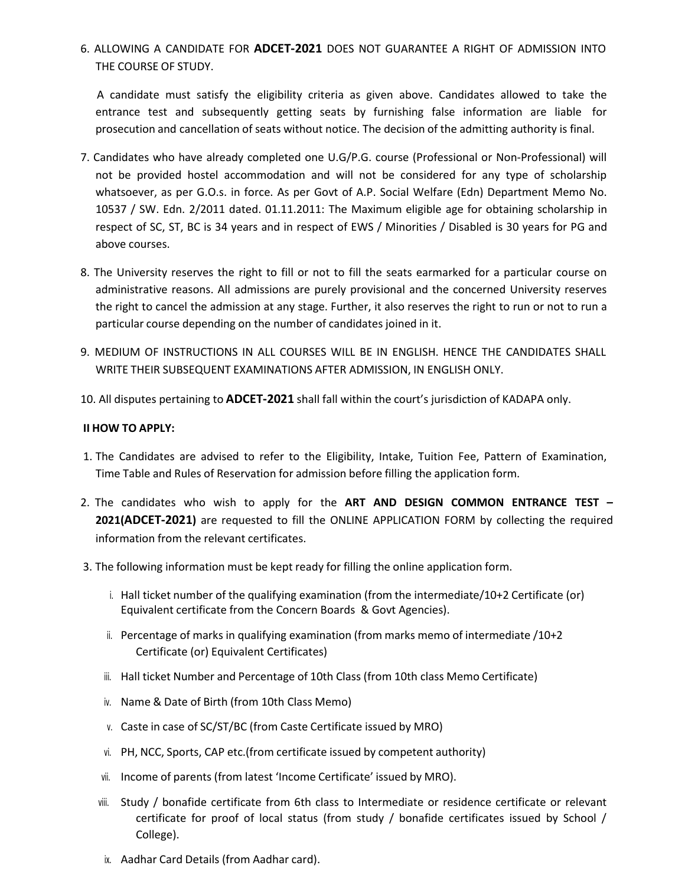6. ALLOWING A CANDIDATE FOR **ADCET-2021** DOES NOT GUARANTEE A RIGHT OF ADMISSION INTO THE COURSE OF STUDY.

   A candidate must satisfy the eligibility criteria as given above. Candidates allowed to take the entrance test and subsequently getting seats by furnishing false information are liable for prosecution and cancellation of seats without notice. The decision of the admitting authority is final.

7. Candidates who have already completed one U.G/P.G. course (Professional or Non-Professional) will not be provided hostel accommodation and will not be considered for any type of scholarship whatsoever, as per G.O.s. in force. As per Govt of A.P. Social Welfare (Edn) Department Memo No. 10537 / SW. Edn. 2/2011 dated. 01.11.2011: The Maximum eligible age for obtaining scholarship in respect of SC, ST, BC is 34 years and in respect of EWS / Minorities / Disabled is 30 years for PG and above courses.

8. The University reserves the right to fill or not to fill the seats earmarked for a particular course on administrative reasons. All admissions are purely provisional and the concerned University reserves the right to cancel the admission at any stage. Further, it also reserves the right to run or not to run a particular course depending on the number of candidates joined in it.

9. MEDIUM OF INSTRUCTIONS IN ALL COURSES WILL BE IN ENGLISH. HENCE THE CANDIDATES SHALL WRITE THEIR SUBSEQUENT EXAMINATIONS AFTER ADMISSION, IN ENGLISH ONLY.

10. All disputes pertaining to **ADCET-2021** shall fall within the court's jurisdiction of KADAPA only.

**II HOW TO APPLY:**

1. The Candidates are advised to refer to the Eligibility, Intake, Tuition Fee, Pattern of Examination, Time Table and Rules of Reservation for admission before filling the application form.

2. The candidates who wish to apply for the **ART AND DESIGN COMMON ENTRANCE TEST – 2021(ADCET-2021)** are requested to fill the ONLINE APPLICATION FORM by collecting the required information from the relevant certificates.

3. The following information must be kept ready for filling the online application form.

   i. Hall ticket number of the qualifying examination (from the intermediate/10+2 Certificate (or) Equivalent certificate from the Concern Boards & Govt Agencies).

   ii. Percentage of marks in qualifying examination (from marks memo of intermediate /10+2 Certificate (or) Equivalent Certificates)

   iii. Hall ticket Number and Percentage of 10th Class (from 10th class Memo Certificate)

   iv. Name & Date of Birth (from 10th Class Memo)

   v. Caste in case of SC/ST/BC (from Caste Certificate issued by MRO)

   vi. PH, NCC, Sports, CAP etc.(from certificate issued by competent authority)

   vii. Income of parents (from latest 'Income Certificate' issued by MRO).

   viii. Study / bonafide certificate from 6th class to Intermediate or residence certificate or relevant certificate for proof of local status (from study / bonafide certificates issued by School / College).

   ix. Aadhar Card Details (from Aadhar card).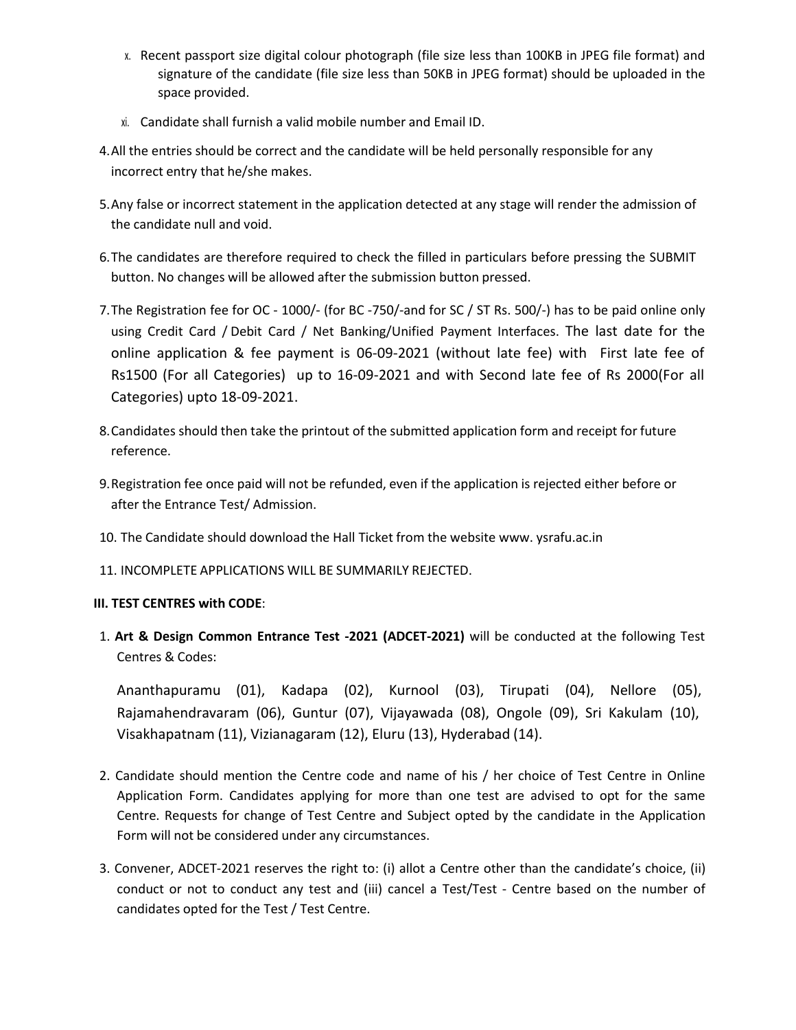x. Recent passport size digital colour photograph (file size less than 100KB in JPEG file format) and signature of the candidate (file size less than 50KB in JPEG format) should be uploaded in the space provided.

xi. Candidate shall furnish a valid mobile number and Email ID.

4. All the entries should be correct and the candidate will be held personally responsible for any incorrect entry that he/she makes.

5. Any false or incorrect statement in the application detected at any stage will render the admission of the candidate null and void.

6. The candidates are therefore required to check the filled in particulars before pressing the SUBMIT button. No changes will be allowed after the submission button pressed.

7. The Registration fee for OC - 1000/- (for BC -750/-and for SC / ST Rs. 500/-) has to be paid online only using Credit Card / Debit Card / Net Banking/Unified Payment Interfaces. The last date for the online application & fee payment is 06-09-2021 (without late fee) with First late fee of Rs1500 (For all Categories) up to 16-09-2021 and with Second late fee of Rs 2000(For all Categories) upto 18-09-2021.

8. Candidates should then take the printout of the submitted application form and receipt for future reference.

9. Registration fee once paid will not be refunded, even if the application is rejected either before or after the Entrance Test/ Admission.

10. The Candidate should download the Hall Ticket from the website www. ysrafu.ac.in

11. INCOMPLETE APPLICATIONS WILL BE SUMMARILY REJECTED.

**III. TEST CENTRES with CODE**:

1. **Art & Design Common Entrance Test -2021 (ADCET-2021)** will be conducted at the following Test Centres & Codes:

   Ananthapuramu (01), Kadapa (02), Kurnool (03), Tirupati (04), Nellore (05), Rajamahendravaram (06), Guntur (07), Vijayawada (08), Ongole (09), Sri Kakulam (10), Visakhapatnam (11), Vizianagaram (12), Eluru (13), Hyderabad (14).

2. Candidate should mention the Centre code and name of his / her choice of Test Centre in Online Application Form. Candidates applying for more than one test are advised to opt for the same Centre. Requests for change of Test Centre and Subject opted by the candidate in the Application Form will not be considered under any circumstances.

3. Convener, ADCET-2021 reserves the right to: (i) allot a Centre other than the candidate's choice, (ii) conduct or not to conduct any test and (iii) cancel a Test/Test - Centre based on the number of candidates opted for the Test / Test Centre.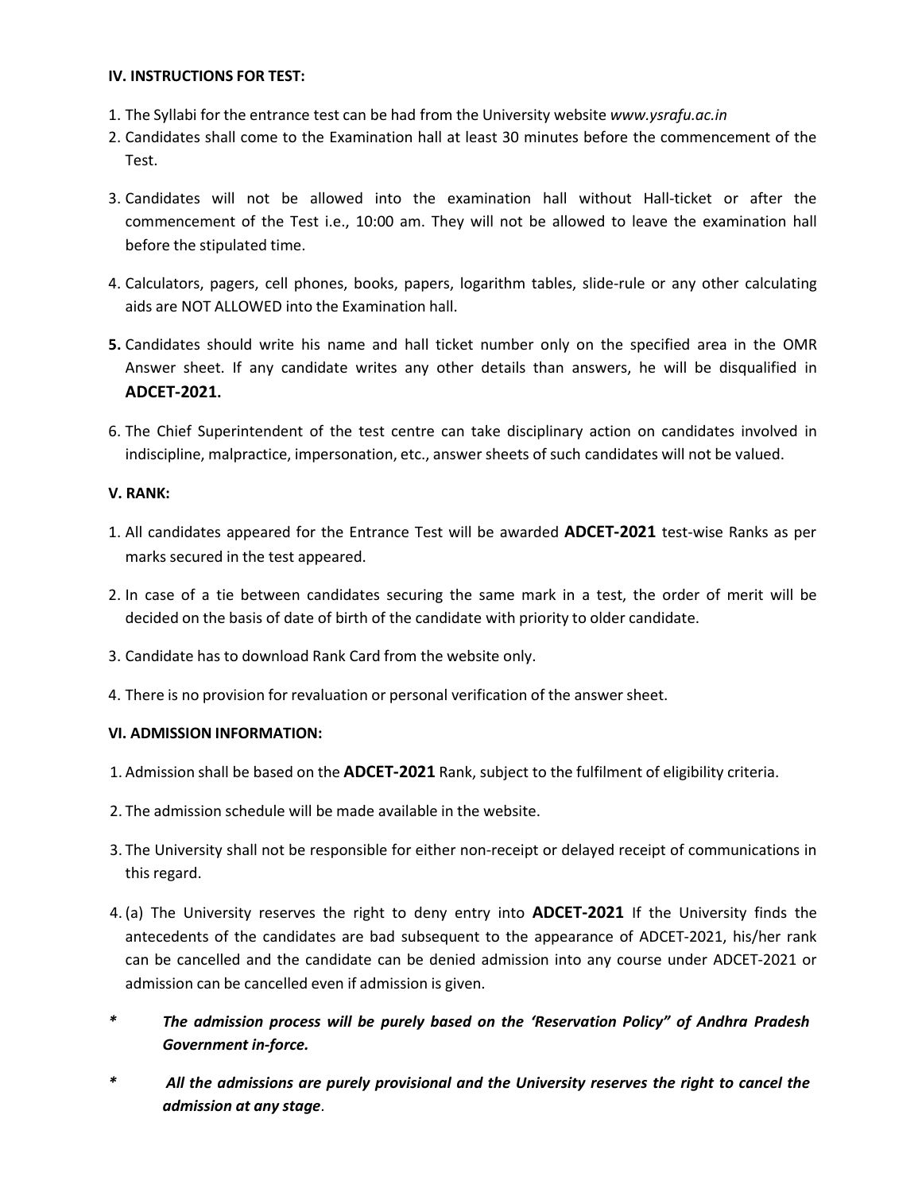**IV. INSTRUCTIONS FOR TEST:**

1. The Syllabi for the entrance test can be had from the University website *www.ysrafu.ac.in*
2. Candidates shall come to the Examination hall at least 30 minutes before the commencement of the Test.
3. Candidates will not be allowed into the examination hall without Hall-ticket or after the commencement of the Test i.e., 10:00 am. They will not be allowed to leave the examination hall before the stipulated time.
4. Calculators, pagers, cell phones, books, papers, logarithm tables, slide-rule or any other calculating aids are NOT ALLOWED into the Examination hall.
5. Candidates should write his name and hall ticket number only on the specified area in the OMR Answer sheet. If any candidate writes any other details than answers, he will be disqualified in **ADCET-2021.**
6. The Chief Superintendent of the test centre can take disciplinary action on candidates involved in indiscipline, malpractice, impersonation, etc., answer sheets of such candidates will not be valued.

**V. RANK:**

1. All candidates appeared for the Entrance Test will be awarded **ADCET-2021** test-wise Ranks as per marks secured in the test appeared.
2. In case of a tie between candidates securing the same mark in a test, the order of merit will be decided on the basis of date of birth of the candidate with priority to older candidate.
3. Candidate has to download Rank Card from the website only.
4. There is no provision for revaluation or personal verification of the answer sheet.

**VI. ADMISSION INFORMATION:**

1. Admission shall be based on the **ADCET-2021** Rank, subject to the fulfilment of eligibility criteria.
2. The admission schedule will be made available in the website.
3. The University shall not be responsible for either non-receipt or delayed receipt of communications in this regard.
4. (a) The University reserves the right to deny entry into **ADCET-2021** If the University finds the antecedents of the candidates are bad subsequent to the appearance of ADCET-2021, his/her rank can be cancelled and the candidate can be denied admission into any course under ADCET-2021 or admission can be cancelled even if admission is given.

\* ***The admission process will be purely based on the 'Reservation Policy" of Andhra Pradesh Government in-force.***

\* ***All the admissions are purely provisional and the University reserves the right to cancel the admission at any stage*.**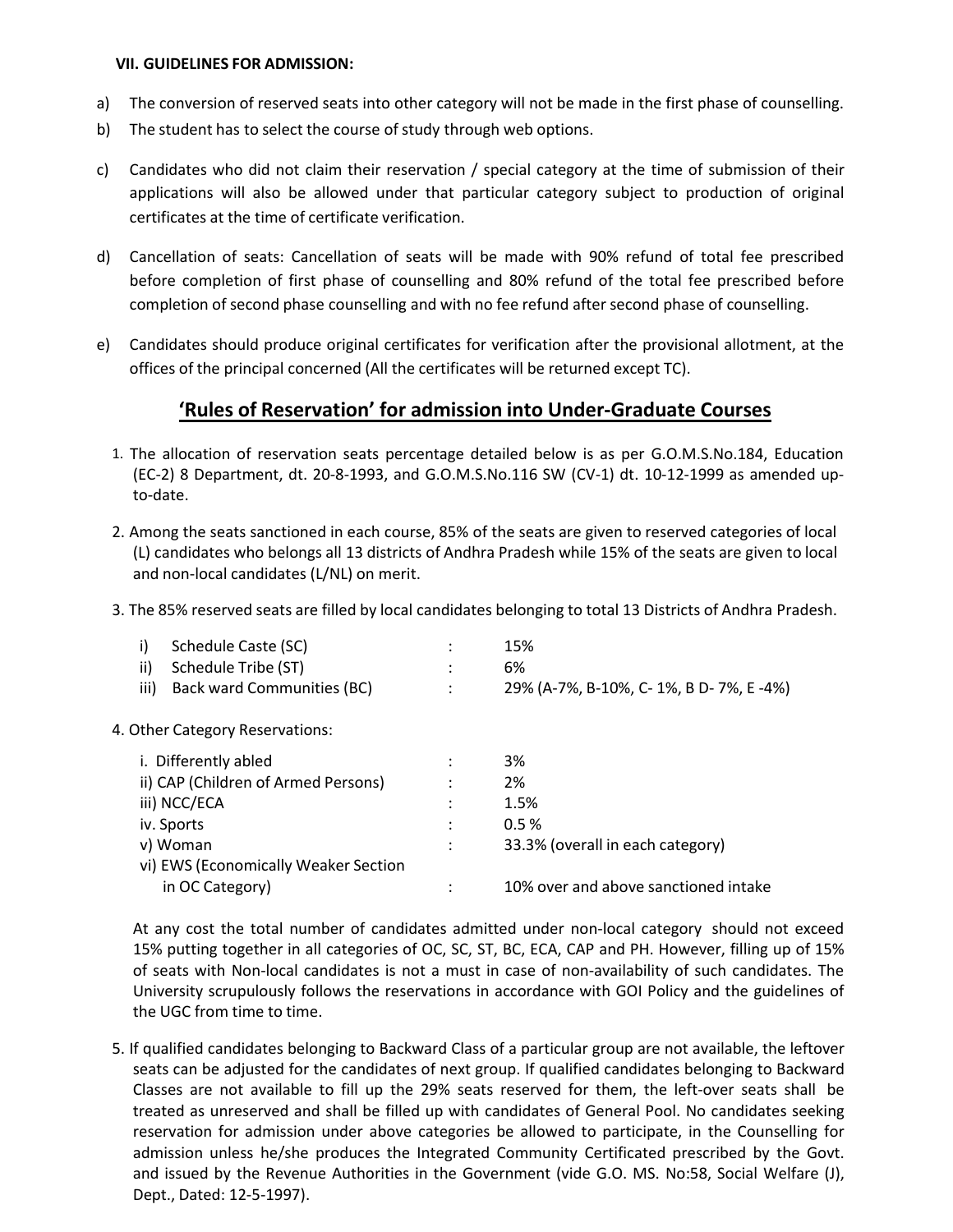**VII. GUIDELINES FOR ADMISSION:**

a) The conversion of reserved seats into other category will not be made in the first phase of counselling.

b) The student has to select the course of study through web options.

c) Candidates who did not claim their reservation / special category at the time of submission of their applications will also be allowed under that particular category subject to production of original certificates at the time of certificate verification.

d) Cancellation of seats: Cancellation of seats will be made with 90% refund of total fee prescribed before completion of first phase of counselling and 80% refund of the total fee prescribed before completion of second phase counselling and with no fee refund after second phase of counselling.

e) Candidates should produce original certificates for verification after the provisional allotment, at the offices of the principal concerned (All the certificates will be returned except TC).

## 'Rules of Reservation' for admission into Under-Graduate Courses

1. The allocation of reservation seats percentage detailed below is as per G.O.M.S.No.184, Education (EC-2) 8 Department, dt. 20-8-1993, and G.O.M.S.No.116 SW (CV-1) dt. 10-12-1999 as amended up-to-date.

2. Among the seats sanctioned in each course, 85% of the seats are given to reserved categories of local (L) candidates who belongs all 13 districts of Andhra Pradesh while 15% of the seats are given to local and non-local candidates (L/NL) on merit.

3. The 85% reserved seats are filled by local candidates belonging to total 13 Districts of Andhra Pradesh.

| | | |
|---|---|---|
| i) Schedule Caste (SC) | : | 15% |
| ii) Schedule Tribe (ST) | : | 6% |
| iii) Back ward Communities (BC) | : | 29% (A-7%, B-10%, C- 1%, B D- 7%, E -4%) |

4. Other Category Reservations:

| | | |
|---|---|---|
| i. Differently abled | : | 3% |
| ii) CAP (Children of Armed Persons) | : | 2% |
| iii) NCC/ECA | : | 1.5% |
| iv. Sports | : | 0.5 % |
| v) Woman | : | 33.3% (overall in each category) |
| vi) EWS (Economically Weaker Section in OC Category) | : | 10% over and above sanctioned intake |

At any cost the total number of candidates admitted under non-local category should not exceed 15% putting together in all categories of OC, SC, ST, BC, ECA, CAP and PH. However, filling up of 15% of seats with Non-local candidates is not a must in case of non-availability of such candidates. The University scrupulously follows the reservations in accordance with GOI Policy and the guidelines of the UGC from time to time.

5. If qualified candidates belonging to Backward Class of a particular group are not available, the leftover seats can be adjusted for the candidates of next group. If qualified candidates belonging to Backward Classes are not available to fill up the 29% seats reserved for them, the left-over seats shall be treated as unreserved and shall be filled up with candidates of General Pool. No candidates seeking reservation for admission under above categories be allowed to participate, in the Counselling for admission unless he/she produces the Integrated Community Certificated prescribed by the Govt. and issued by the Revenue Authorities in the Government (vide G.O. MS. No:58, Social Welfare (J), Dept., Dated: 12-5-1997).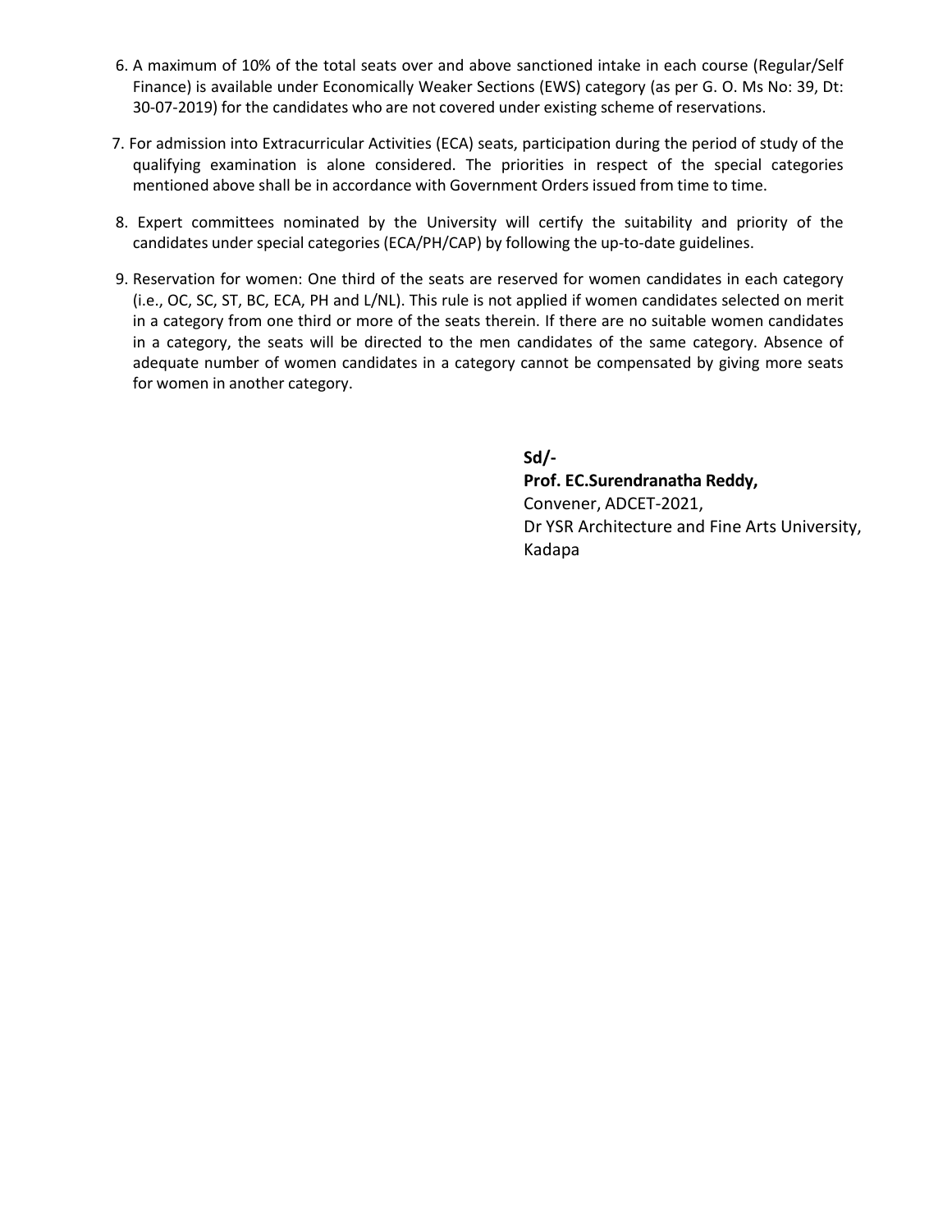6. A maximum of 10% of the total seats over and above sanctioned intake in each course (Regular/Self Finance) is available under Economically Weaker Sections (EWS) category (as per G. O. Ms No: 39, Dt: 30-07-2019) for the candidates who are not covered under existing scheme of reservations.

7. For admission into Extracurricular Activities (ECA) seats, participation during the period of study of the qualifying examination is alone considered. The priorities in respect of the special categories mentioned above shall be in accordance with Government Orders issued from time to time.

8. Expert committees nominated by the University will certify the suitability and priority of the candidates under special categories (ECA/PH/CAP) by following the up-to-date guidelines.

9. Reservation for women: One third of the seats are reserved for women candidates in each category (i.e., OC, SC, ST, BC, ECA, PH and L/NL). This rule is not applied if women candidates selected on merit in a category from one third or more of the seats therein. If there are no suitable women candidates in a category, the seats will be directed to the men candidates of the same category. Absence of adequate number of women candidates in a category cannot be compensated by giving more seats for women in another category.

**Sd/-**
**Prof. EC.Surendranatha Reddy,**
Convener, ADCET-2021,
Dr YSR Architecture and Fine Arts University,
Kadapa